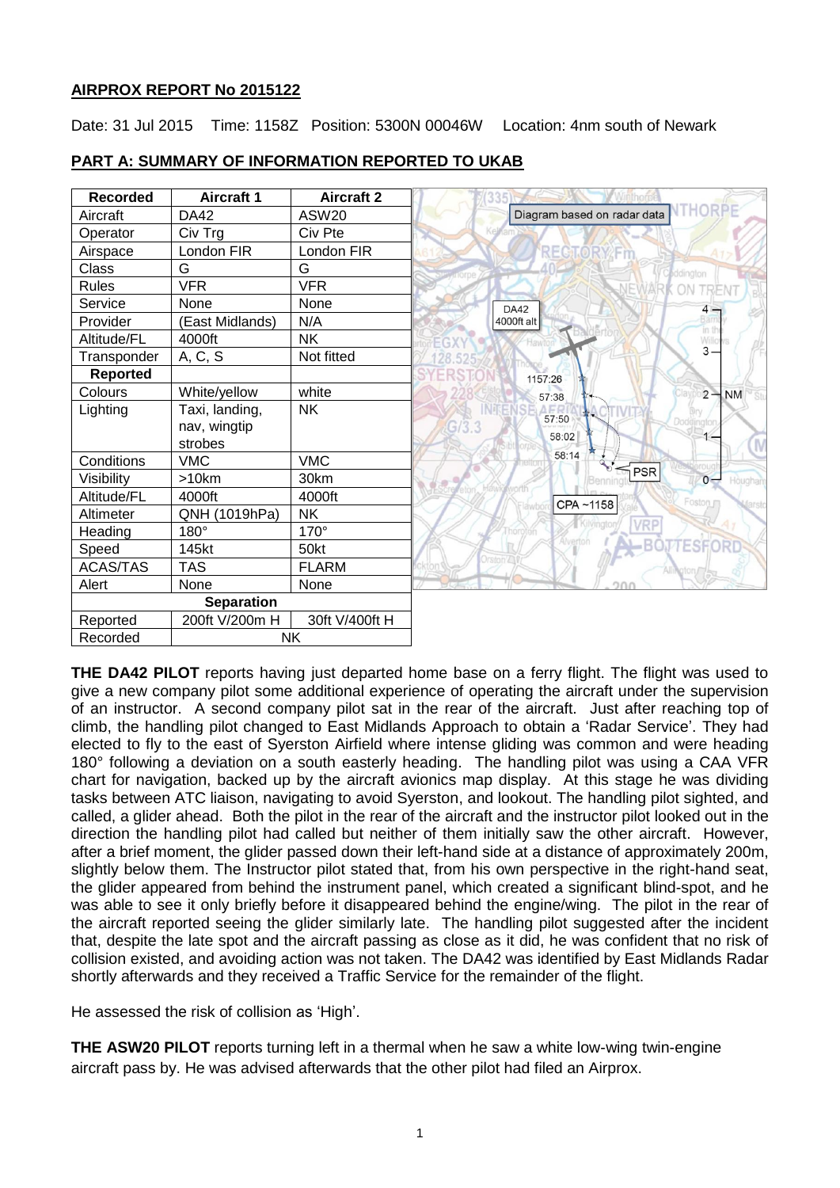**AIRPROX REPORT No 2015122**

Date: 31 Jul 2015 Time: 1158Z Position: 5300N 00046W Location: 4nm south of Newark

**PART A: SUMMARY OF INFORMATION REPORTED TO UKAB**

| Recorded | Aircraft 1 | Aircraft 2 |
| --- | --- | --- |
| Aircraft | DA42 | ASW20 |
| Operator | Civ Trg | Civ Pte |
| Airspace | London FIR | London FIR |
| Class | G | G |
| Rules | VFR | VFR |
| Service | None | None |
| Provider | (East Midlands) | N/A |
| Altitude/FL | 4000ft | NK |
| Transponder | A, C, S | Not fitted |
| **Reported** | | |
| Colours | White/yellow | white |
| Lighting | Taxi, landing, nav, wingtip strobes | NK |
| Conditions | VMC | VMC |
| Visibility | >10km | 30km |
| Altitude/FL | 4000ft | 4000ft |
| Altimeter | QNH (1019hPa) | NK |
| Heading | 180° | 170° |
| Speed | 145kt | 50kt |
| ACAS/TAS | TAS | FLARM |
| Alert | None | None |
| **Separation** | | |
| Reported | 200ft V/200m H | 30ft V/400ft H |
| Recorded | NK | |

Diagram based on radar data

DA42 4000ft alt

1157:26
57:38
57:50
58:02
58:14

PSR

CPA ~1158

**THE DA42 PILOT** reports having just departed home base on a ferry flight. The flight was used to give a new company pilot some additional experience of operating the aircraft under the supervision of an instructor. A second company pilot sat in the rear of the aircraft. Just after reaching top of climb, the handling pilot changed to East Midlands Approach to obtain a 'Radar Service'. They had elected to fly to the east of Syerston Airfield where intense gliding was common and were heading 180° following a deviation on a south easterly heading. The handling pilot was using a CAA VFR chart for navigation, backed up by the aircraft avionics map display. At this stage he was dividing tasks between ATC liaison, navigating to avoid Syerston, and lookout. The handling pilot sighted, and called, a glider ahead. Both the pilot in the rear of the aircraft and the instructor pilot looked out in the direction the handling pilot had called but neither of them initially saw the other aircraft. However, after a brief moment, the glider passed down their left-hand side at a distance of approximately 200m, slightly below them. The Instructor pilot stated that, from his own perspective in the right-hand seat, the glider appeared from behind the instrument panel, which created a significant blind-spot, and he was able to see it only briefly before it disappeared behind the engine/wing. The pilot in the rear of the aircraft reported seeing the glider similarly late. The handling pilot suggested after the incident that, despite the late spot and the aircraft passing as close as it did, he was confident that no risk of collision existed, and avoiding action was not taken. The DA42 was identified by East Midlands Radar shortly afterwards and they received a Traffic Service for the remainder of the flight.

He assessed the risk of collision as 'High'.

**THE ASW20 PILOT** reports turning left in a thermal when he saw a white low-wing twin-engine aircraft pass by. He was advised afterwards that the other pilot had filed an Airprox.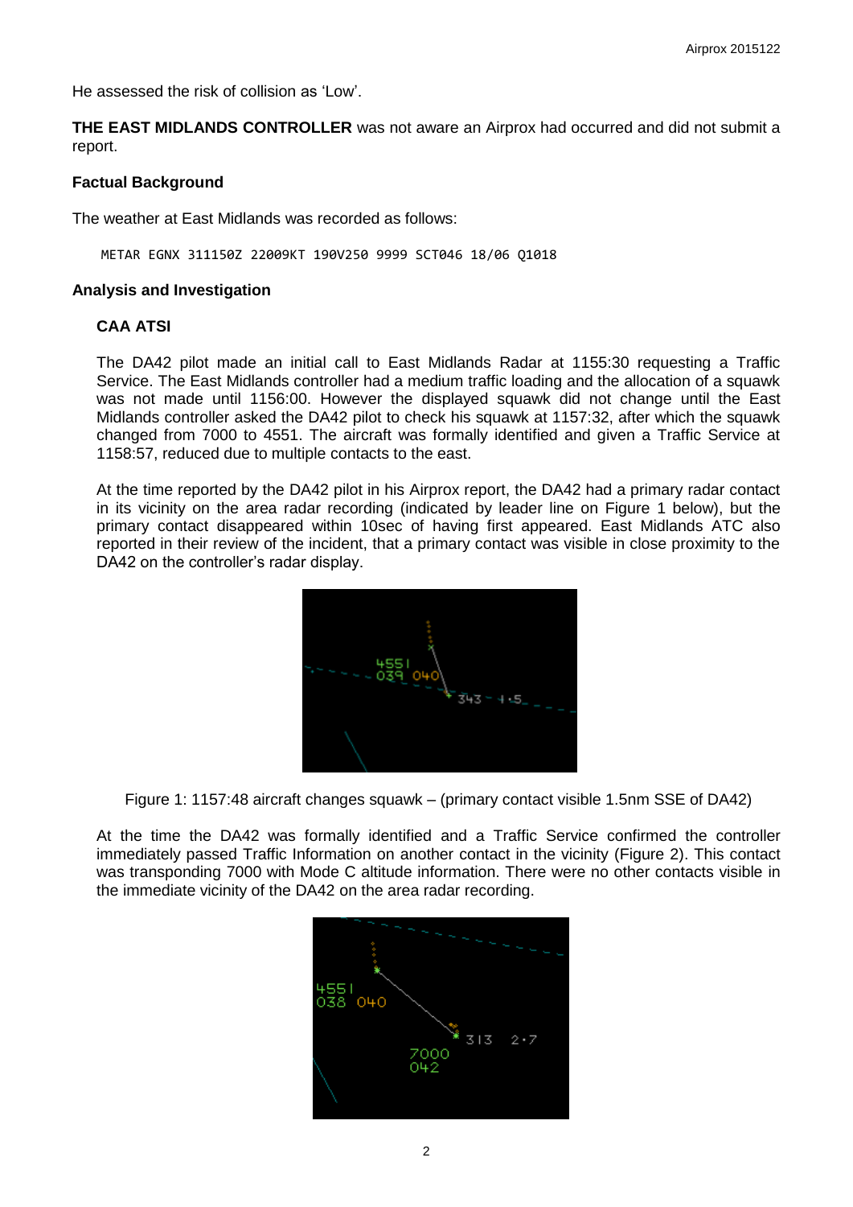He assessed the risk of collision as 'Low'.

**THE EAST MIDLANDS CONTROLLER** was not aware an Airprox had occurred and did not submit a report.

### Factual Background

The weather at East Midlands was recorded as follows:

```
METAR EGNX 311150Z 22009KT 190V250 9999 SCT046 18/06 Q1018
```

### Analysis and Investigation

#### CAA ATSI

The DA42 pilot made an initial call to East Midlands Radar at 1155:30 requesting a Traffic Service. The East Midlands controller had a medium traffic loading and the allocation of a squawk was not made until 1156:00. However the displayed squawk did not change until the East Midlands controller asked the DA42 pilot to check his squawk at 1157:32, after which the squawk changed from 7000 to 4551. The aircraft was formally identified and given a Traffic Service at 1158:57, reduced due to multiple contacts to the east.

At the time reported by the DA42 pilot in his Airprox report, the DA42 had a primary radar contact in its vicinity on the area radar recording (indicated by leader line on Figure 1 below), but the primary contact disappeared within 10sec of having first appeared. East Midlands ATC also reported in their review of the incident, that a primary contact was visible in close proximity to the DA42 on the controller's radar display.

Figure 1: 1157:48 aircraft changes squawk – (primary contact visible 1.5nm SSE of DA42)

At the time the DA42 was formally identified and a Traffic Service confirmed the controller immediately passed Traffic Information on another contact in the vicinity (Figure 2). This contact was transponding 7000 with Mode C altitude information. There were no other contacts visible in the immediate vicinity of the DA42 on the area radar recording.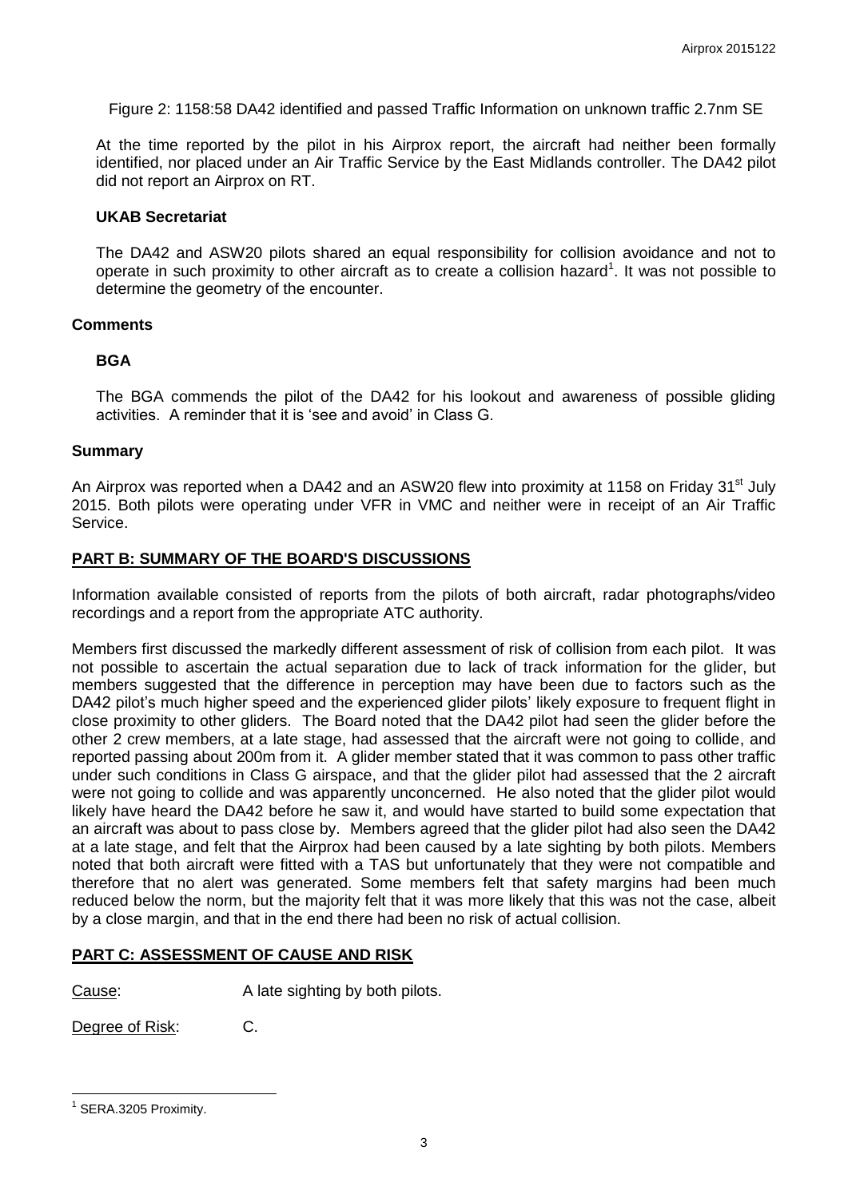Figure 2: 1158:58 DA42 identified and passed Traffic Information on unknown traffic 2.7nm SE

At the time reported by the pilot in his Airprox report, the aircraft had neither been formally identified, nor placed under an Air Traffic Service by the East Midlands controller. The DA42 pilot did not report an Airprox on RT.

### UKAB Secretariat

The DA42 and ASW20 pilots shared an equal responsibility for collision avoidance and not to operate in such proximity to other aircraft as to create a collision hazard[1]. It was not possible to determine the geometry of the encounter.

## Comments

### BGA

The BGA commends the pilot of the DA42 for his lookout and awareness of possible gliding activities. A reminder that it is 'see and avoid' in Class G.

## Summary

An Airprox was reported when a DA42 and an ASW20 flew into proximity at 1158 on Friday 31st July 2015. Both pilots were operating under VFR in VMC and neither were in receipt of an Air Traffic Service.

## PART B: SUMMARY OF THE BOARD'S DISCUSSIONS

Information available consisted of reports from the pilots of both aircraft, radar photographs/video recordings and a report from the appropriate ATC authority.

Members first discussed the markedly different assessment of risk of collision from each pilot. It was not possible to ascertain the actual separation due to lack of track information for the glider, but members suggested that the difference in perception may have been due to factors such as the DA42 pilot's much higher speed and the experienced glider pilots' likely exposure to frequent flight in close proximity to other gliders. The Board noted that the DA42 pilot had seen the glider before the other 2 crew members, at a late stage, had assessed that the aircraft were not going to collide, and reported passing about 200m from it. A glider member stated that it was common to pass other traffic under such conditions in Class G airspace, and that the glider pilot had assessed that the 2 aircraft were not going to collide and was apparently unconcerned. He also noted that the glider pilot would likely have heard the DA42 before he saw it, and would have started to build some expectation that an aircraft was about to pass close by. Members agreed that the glider pilot had also seen the DA42 at a late stage, and felt that the Airprox had been caused by a late sighting by both pilots. Members noted that both aircraft were fitted with a TAS but unfortunately that they were not compatible and therefore that no alert was generated. Some members felt that safety margins had been much reduced below the norm, but the majority felt that it was more likely that this was not the case, albeit by a close margin, and that in the end there had been no risk of actual collision.

## PART C: ASSESSMENT OF CAUSE AND RISK

Cause: A late sighting by both pilots.

Degree of Risk: C.

[1] SERA.3205 Proximity.